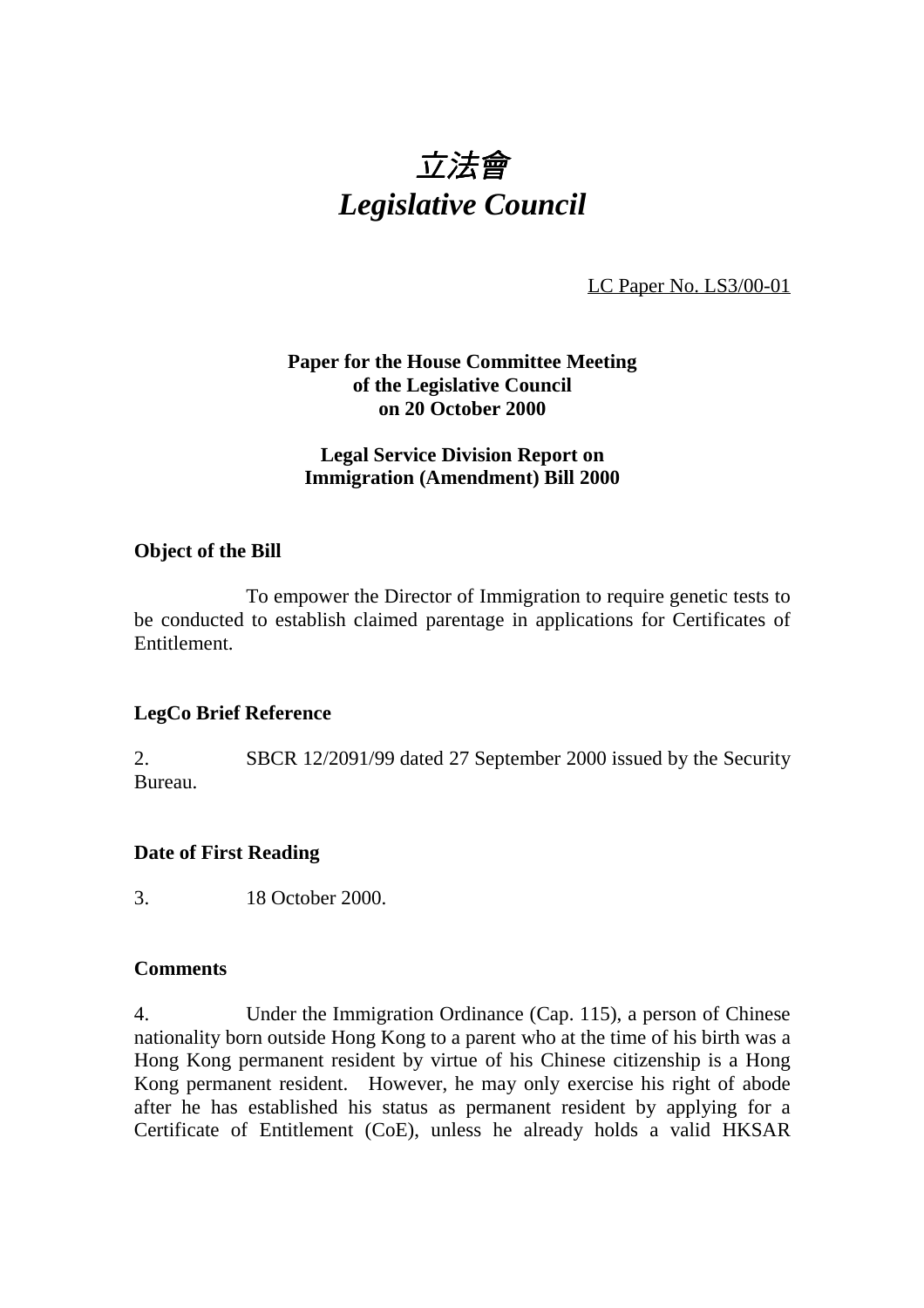# *立法會*
# *Legislative Council*

LC Paper No. LS3/00-01

**Paper for the House Committee Meeting of the Legislative Council on 20 October 2000**

**Legal Service Division Report on Immigration (Amendment) Bill 2000**

### Object of the Bill

To empower the Director of Immigration to require genetic tests to be conducted to establish claimed parentage in applications for Certificates of Entitlement.

### LegCo Brief Reference

2. SBCR 12/2091/99 dated 27 September 2000 issued by the Security Bureau.

### Date of First Reading

3. 18 October 2000.

### Comments

4. Under the Immigration Ordinance (Cap. 115), a person of Chinese nationality born outside Hong Kong to a parent who at the time of his birth was a Hong Kong permanent resident by virtue of his Chinese citizenship is a Hong Kong permanent resident. However, he may only exercise his right of abode after he has established his status as permanent resident by applying for a Certificate of Entitlement (CoE), unless he already holds a valid HKSAR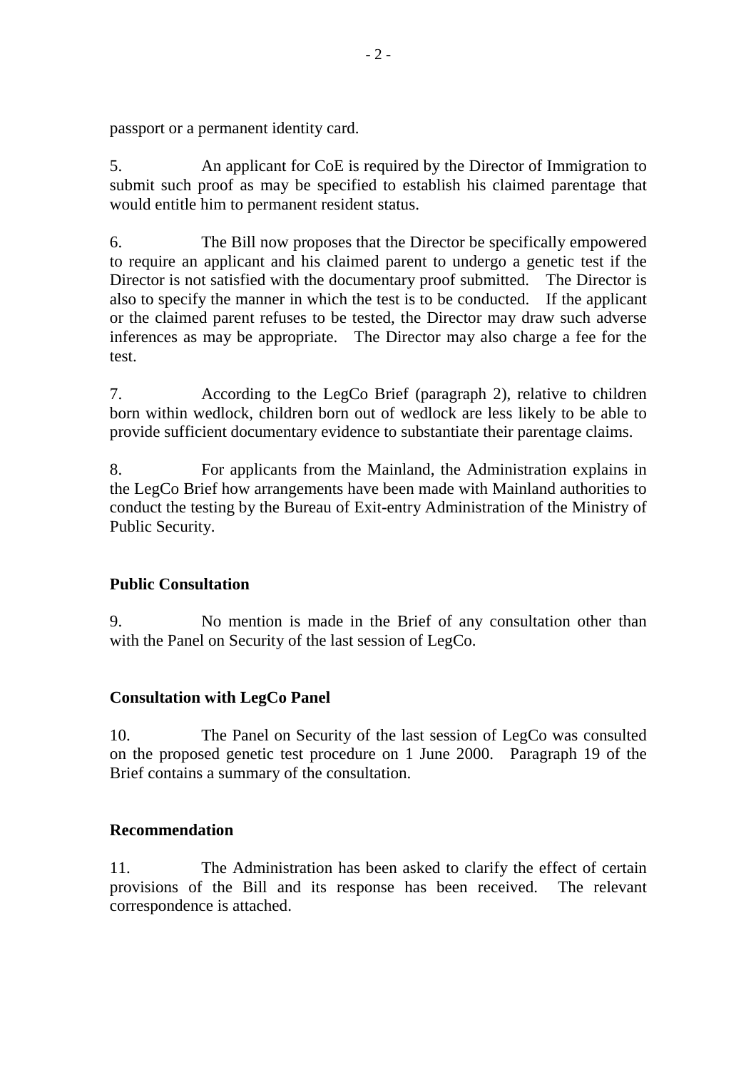passport or a permanent identity card.

5. An applicant for CoE is required by the Director of Immigration to submit such proof as may be specified to establish his claimed parentage that would entitle him to permanent resident status.

6. The Bill now proposes that the Director be specifically empowered to require an applicant and his claimed parent to undergo a genetic test if the Director is not satisfied with the documentary proof submitted. The Director is also to specify the manner in which the test is to be conducted. If the applicant or the claimed parent refuses to be tested, the Director may draw such adverse inferences as may be appropriate. The Director may also charge a fee for the test.

7. According to the LegCo Brief (paragraph 2), relative to children born within wedlock, children born out of wedlock are less likely to be able to provide sufficient documentary evidence to substantiate their parentage claims.

8. For applicants from the Mainland, the Administration explains in the LegCo Brief how arrangements have been made with Mainland authorities to conduct the testing by the Bureau of Exit-entry Administration of the Ministry of Public Security.

## Public Consultation

9. No mention is made in the Brief of any consultation other than with the Panel on Security of the last session of LegCo.

## Consultation with LegCo Panel

10. The Panel on Security of the last session of LegCo was consulted on the proposed genetic test procedure on 1 June 2000. Paragraph 19 of the Brief contains a summary of the consultation.

## Recommendation

11. The Administration has been asked to clarify the effect of certain provisions of the Bill and its response has been received. The relevant correspondence is attached.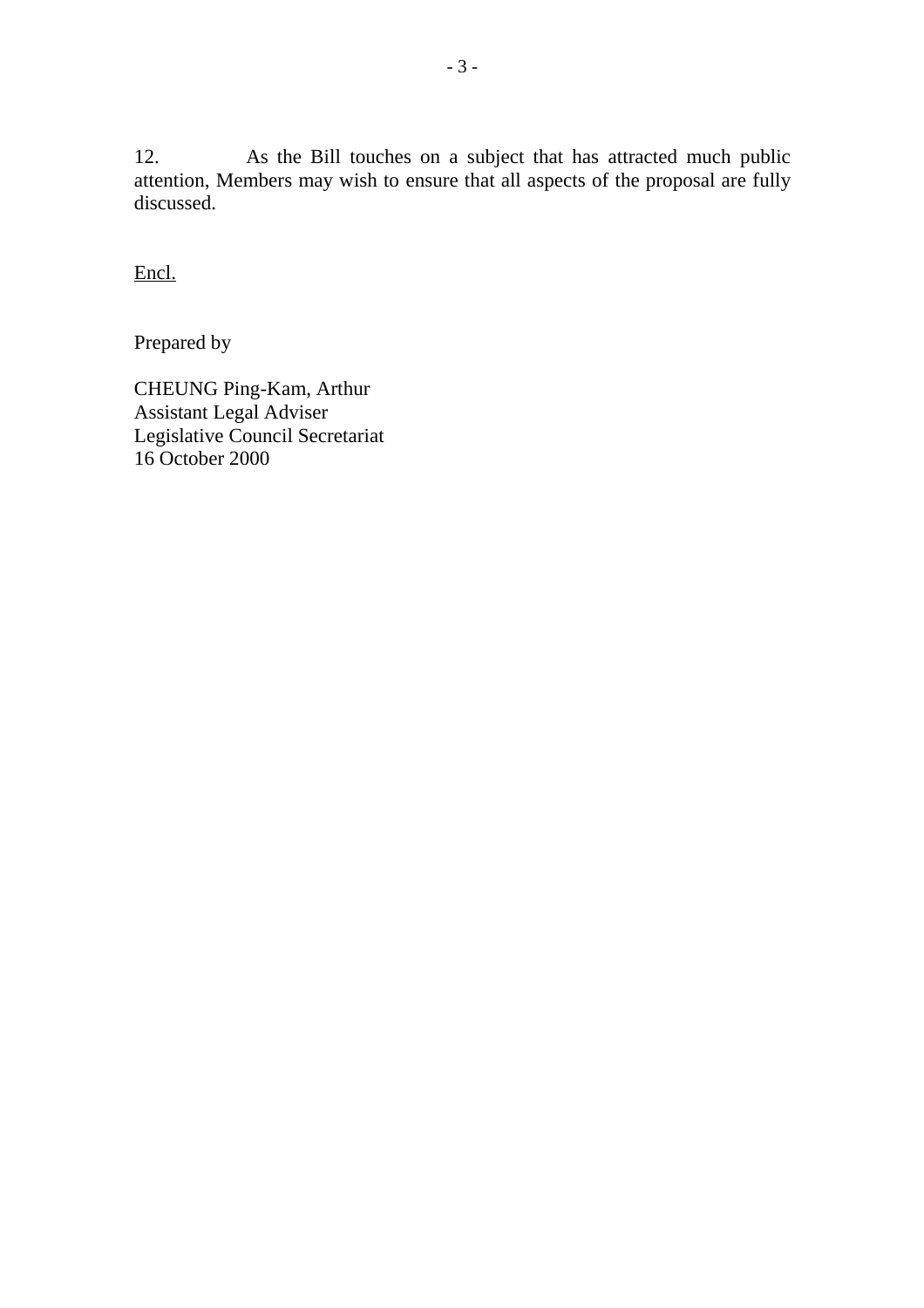12. As the Bill touches on a subject that has attracted much public attention, Members may wish to ensure that all aspects of the proposal are fully discussed.

<u>Encl.</u>

Prepared by

CHEUNG Ping-Kam, Arthur  
Assistant Legal Adviser  
Legislative Council Secretariat  
16 October 2000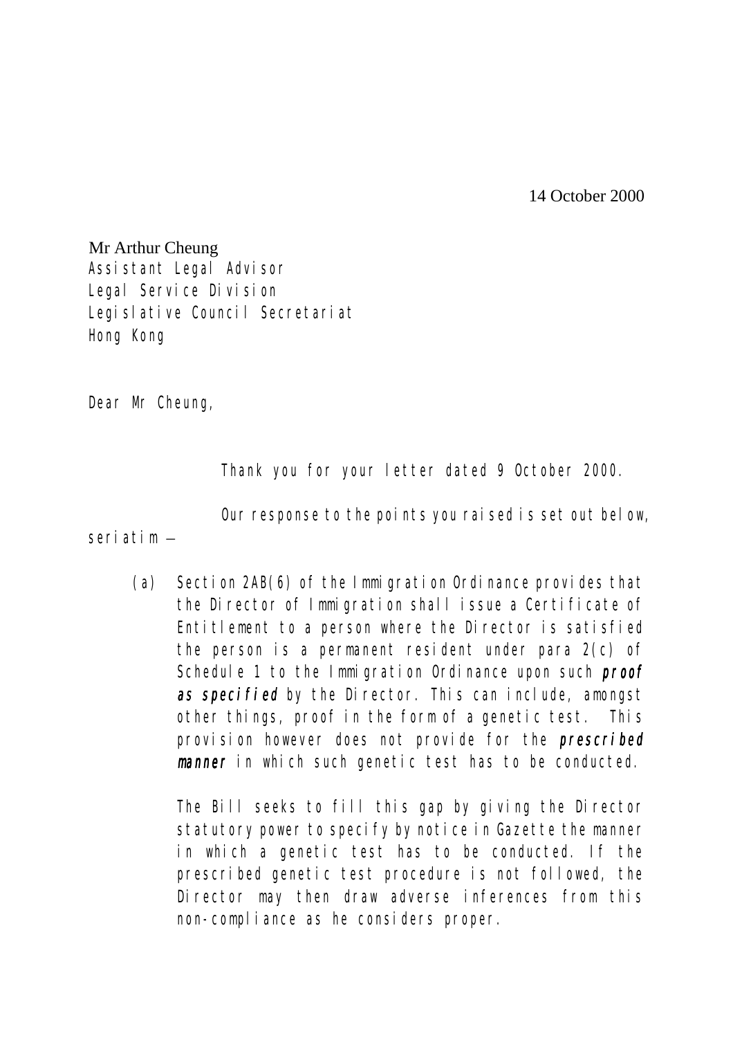14 October 2000

Mr Arthur Cheung
Assistant Legal Advisor
Legal Service Division
Legislative Council Secretariat
Hong Kong

Dear Mr Cheung,

Thank you for your letter dated 9 October 2000.

Our response to the points you raised is set out below, seriatim —

(a) Section 2AB(6) of the Immigration Ordinance provides that the Director of Immigration shall issue a Certificate of Entitlement to a person where the Director is satisfied the person is a permanent resident under para 2(c) of Schedule 1 to the Immigration Ordinance upon such ***proof as specified*** by the Director. This can include, amongst other things, proof in the form of a genetic test. This provision however does not provide for the ***prescribed manner*** in which such genetic test has to be conducted.

The Bill seeks to fill this gap by giving the Director statutory power to specify by notice in Gazette the manner in which a genetic test has to be conducted. If the prescribed genetic test procedure is not followed, the Director may then draw adverse inferences from this non-compliance as he considers proper.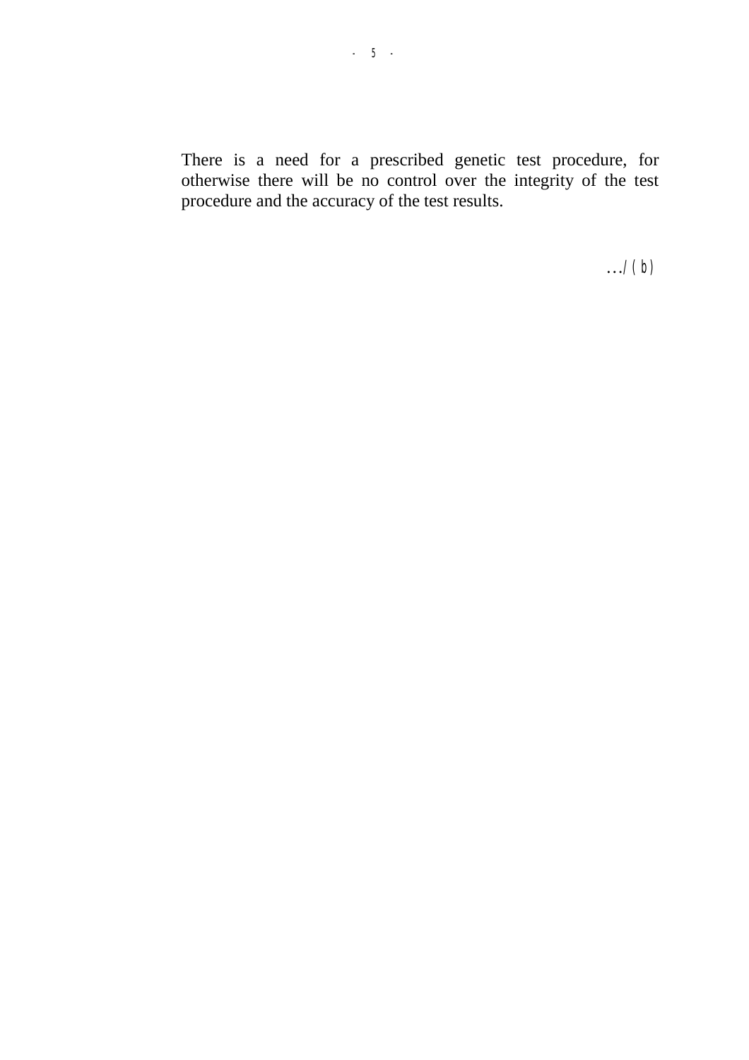There is a need for a prescribed genetic test procedure, for otherwise there will be no control over the integrity of the test procedure and the accuracy of the test results.

…/(b)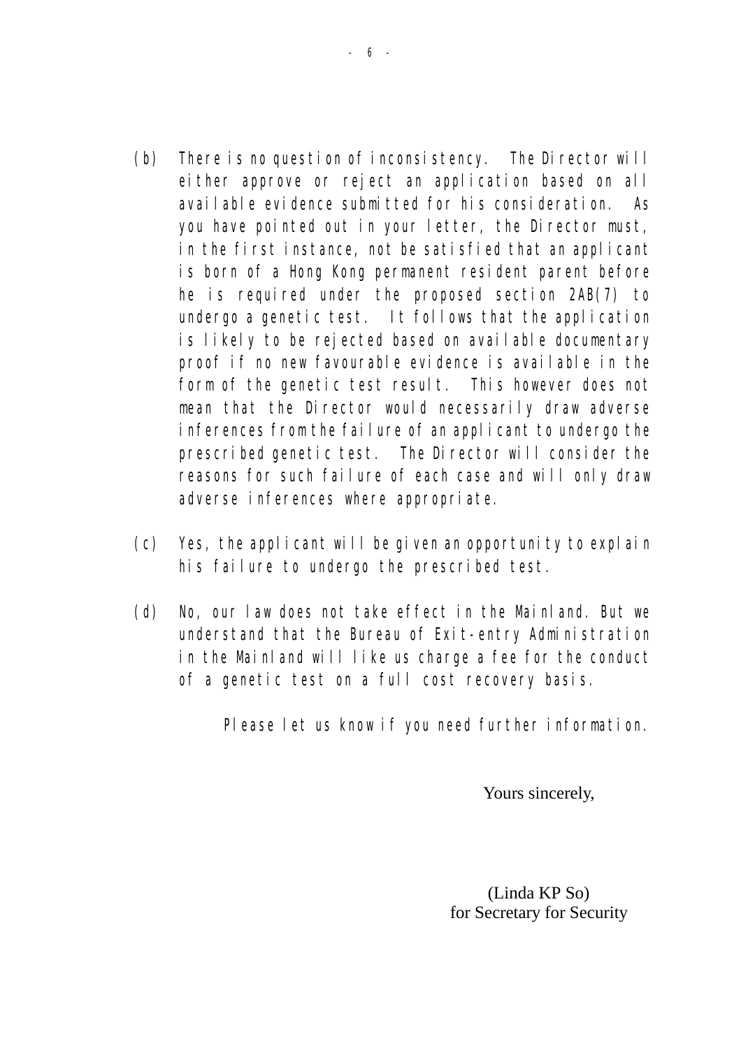(b) There is no question of inconsistency. The Director will either approve or reject an application based on all available evidence submitted for his consideration. As you have pointed out in your letter, the Director must, in the first instance, not be satisfied that an applicant is born of a Hong Kong permanent resident parent before he is required under the proposed section 2AB(7) to undergo a genetic test. It follows that the application is likely to be rejected based on available documentary proof if no new favourable evidence is available in the form of the genetic test result. This however does not mean that the Director would necessarily draw adverse inferences from the failure of an applicant to undergo the prescribed genetic test. The Director will consider the reasons for such failure of each case and will only draw adverse inferences where appropriate.

(c) Yes, the applicant will be given an opportunity to explain his failure to undergo the prescribed test.

(d) No, our law does not take effect in the Mainland. But we understand that the Bureau of Exit-entry Administration in the Mainland will like us charge a fee for the conduct of a genetic test on a full cost recovery basis.

Please let us know if you need further information.

Yours sincerely,

(Linda KP So)
for Secretary for Security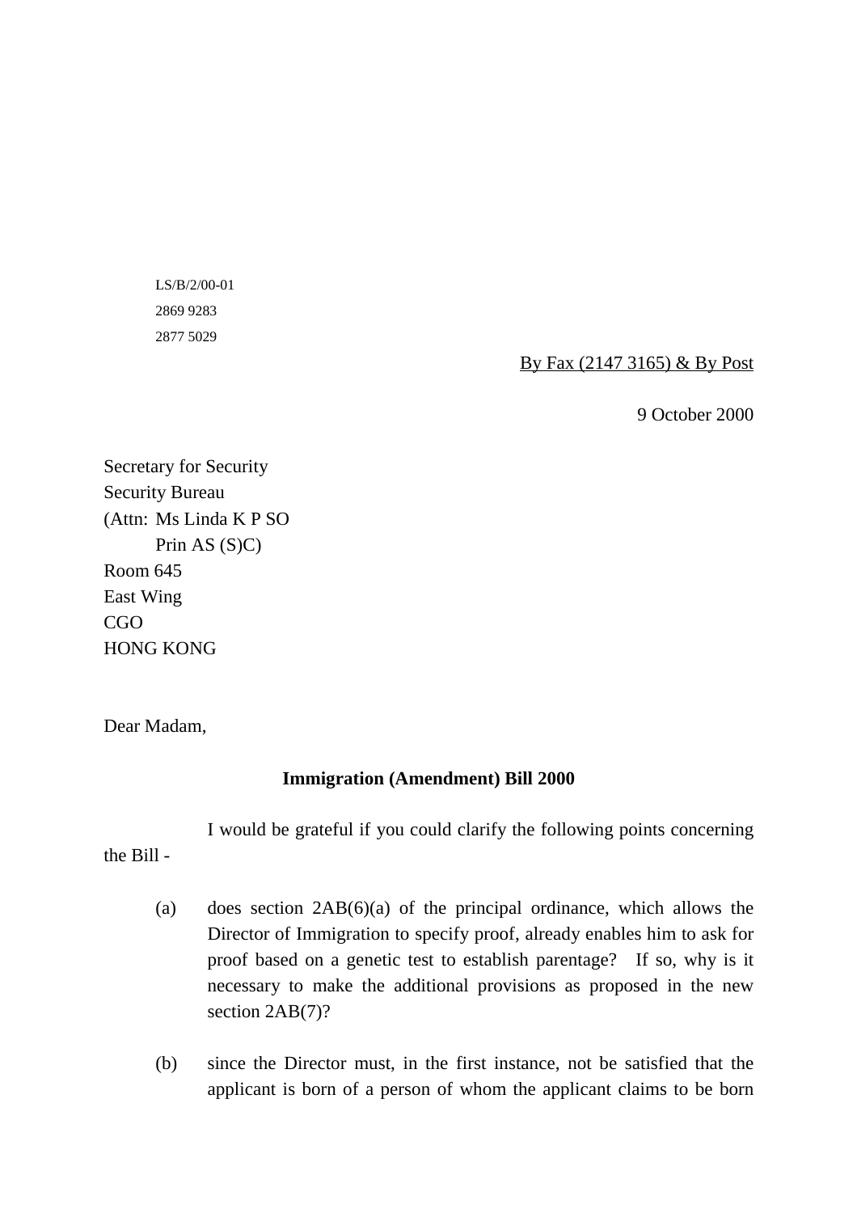LS/B/2/00-01

2869 9283

2877 5029

By Fax (2147 3165) & By Post

9 October 2000

Secretary for Security
Security Bureau
(Attn: Ms Linda K P SO
Prin AS (S)C)
Room 645
East Wing
CGO
HONG KONG

Dear Madam,

**Immigration (Amendment) Bill 2000**

I would be grateful if you could clarify the following points concerning the Bill -

(a) does section 2AB(6)(a) of the principal ordinance, which allows the Director of Immigration to specify proof, already enables him to ask for proof based on a genetic test to establish parentage? If so, why is it necessary to make the additional provisions as proposed in the new section 2AB(7)?

(b) since the Director must, in the first instance, not be satisfied that the applicant is born of a person of whom the applicant claims to be born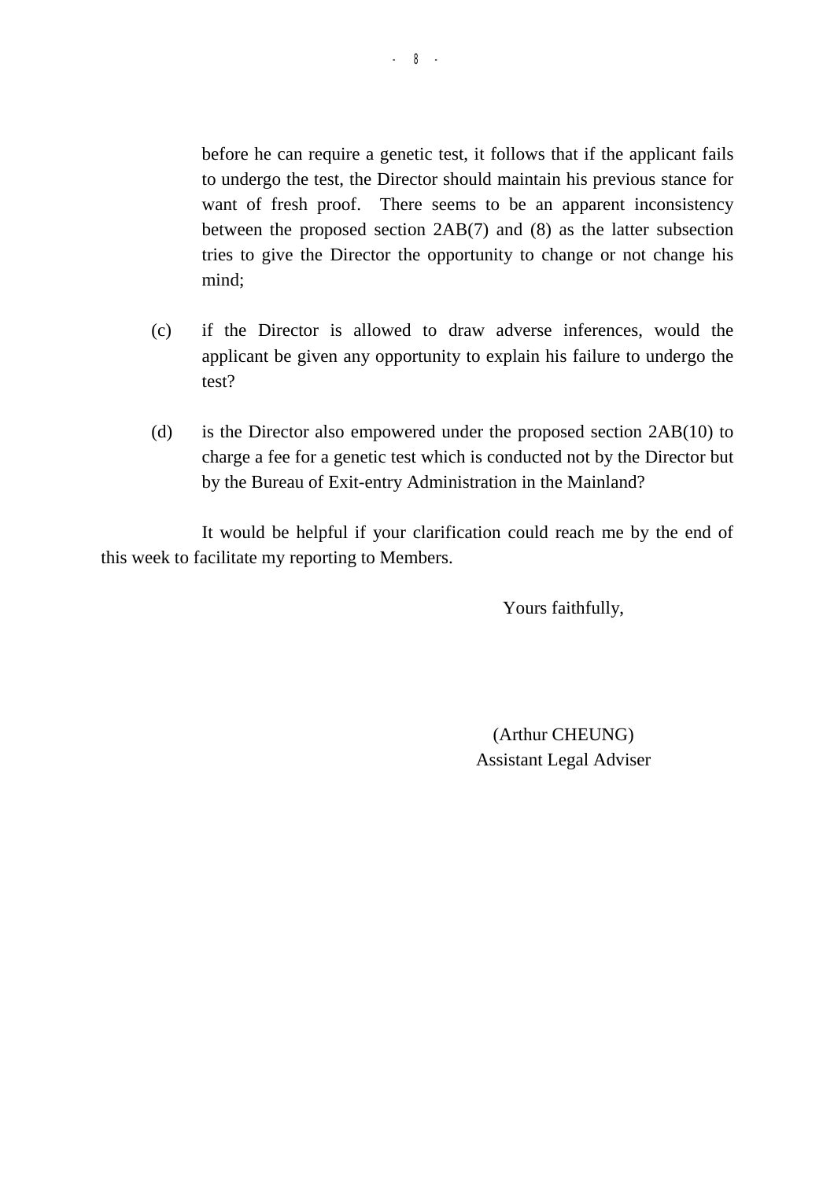before he can require a genetic test, it follows that if the applicant fails to undergo the test, the Director should maintain his previous stance for want of fresh proof. There seems to be an apparent inconsistency between the proposed section 2AB(7) and (8) as the latter subsection tries to give the Director the opportunity to change or not change his mind;

(c) if the Director is allowed to draw adverse inferences, would the applicant be given any opportunity to explain his failure to undergo the test?

(d) is the Director also empowered under the proposed section 2AB(10) to charge a fee for a genetic test which is conducted not by the Director but by the Bureau of Exit-entry Administration in the Mainland?

It would be helpful if your clarification could reach me by the end of this week to facilitate my reporting to Members.

Yours faithfully,

(Arthur CHEUNG)
Assistant Legal Adviser